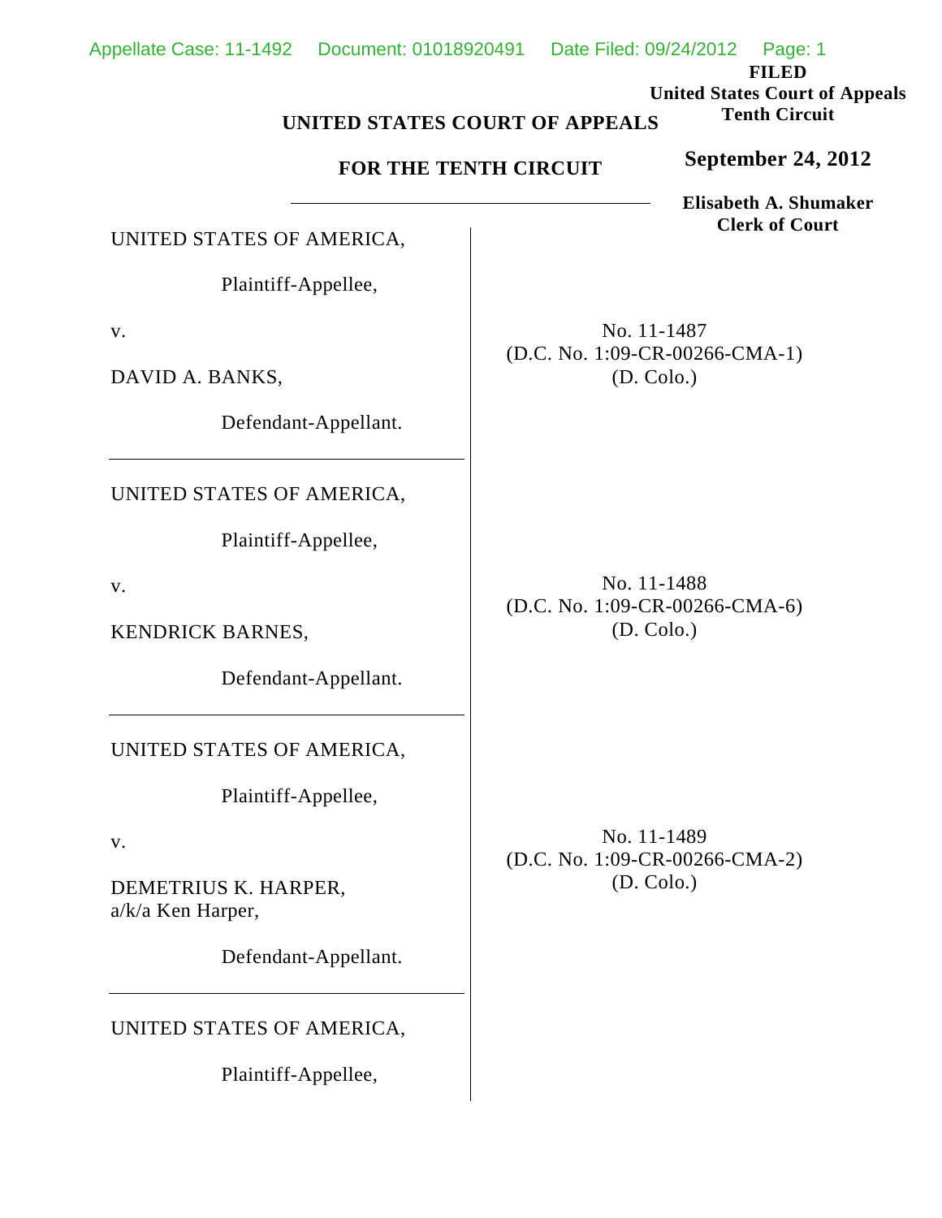**FILED**
**United States Court of Appeals**
**Tenth Circuit**

**September 24, 2012**

**Elisabeth A. Shumaker**
**Clerk of Court**

**UNITED STATES COURT OF APPEALS**

**FOR THE TENTH CIRCUIT**

---

UNITED STATES OF AMERICA,

Plaintiff-Appellee,

v.

DAVID A. BANKS,

Defendant-Appellant.

No. 11-1487
(D.C. No. 1:09-CR-00266-CMA-1)
(D. Colo.)

---

UNITED STATES OF AMERICA,

Plaintiff-Appellee,

v.

KENDRICK BARNES,

Defendant-Appellant.

No. 11-1488
(D.C. No. 1:09-CR-00266-CMA-6)
(D. Colo.)

---

UNITED STATES OF AMERICA,

Plaintiff-Appellee,

v.

DEMETRIUS K. HARPER,
a/k/a Ken Harper,

Defendant-Appellant.

No. 11-1489
(D.C. No. 1:09-CR-00266-CMA-2)
(D. Colo.)

---

UNITED STATES OF AMERICA,

Plaintiff-Appellee,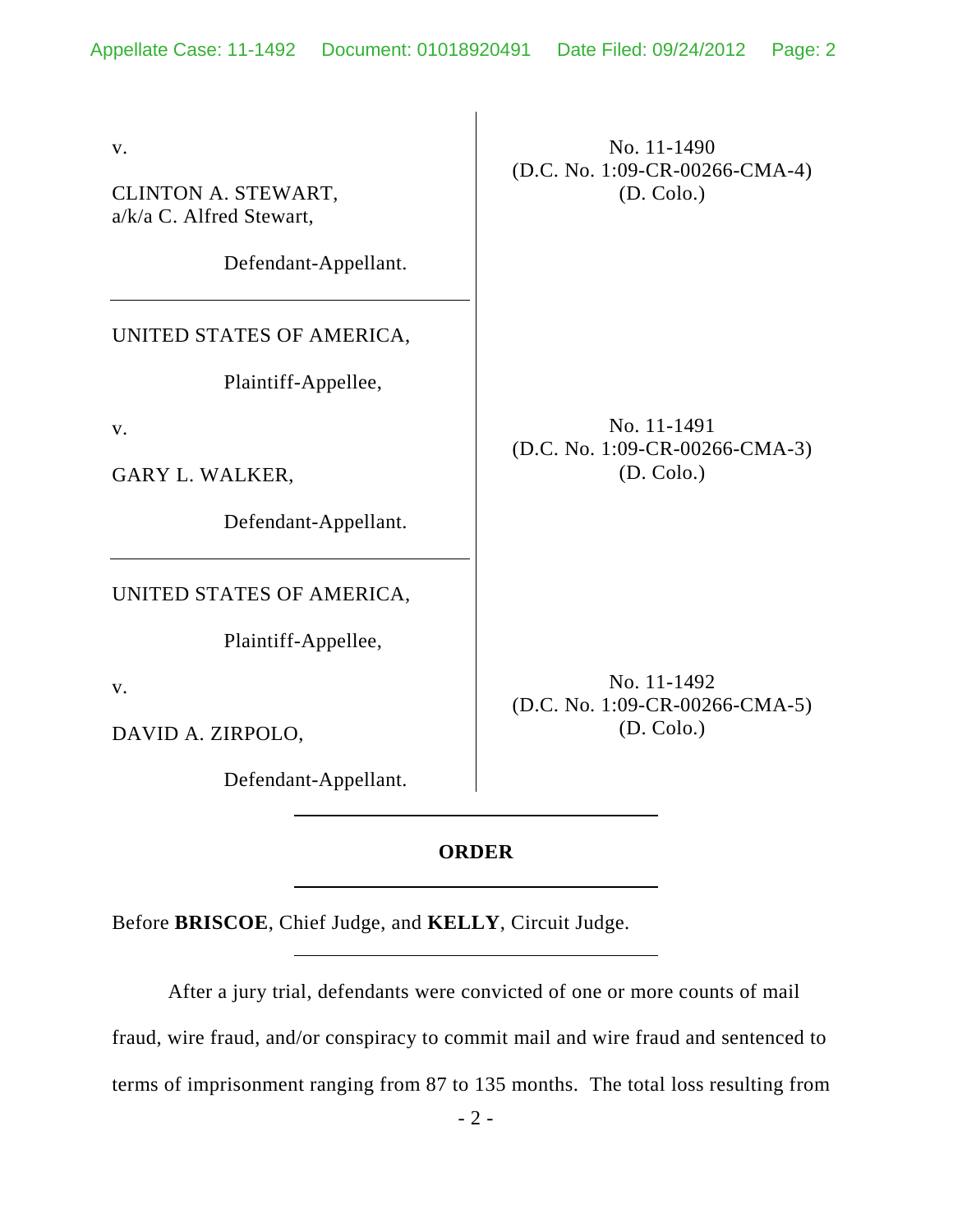v.

CLINTON A. STEWART,
a/k/a C. Alfred Stewart,

Defendant-Appellant.

No. 11-1490
(D.C. No. 1:09-CR-00266-CMA-4)
(D. Colo.)

---

UNITED STATES OF AMERICA,

Plaintiff-Appellee,

v.

GARY L. WALKER,

Defendant-Appellant.

No. 11-1491
(D.C. No. 1:09-CR-00266-CMA-3)
(D. Colo.)

---

UNITED STATES OF AMERICA,

Plaintiff-Appellee,

v.

DAVID A. ZIRPOLO,

Defendant-Appellant.

No. 11-1492
(D.C. No. 1:09-CR-00266-CMA-5)
(D. Colo.)

---

**ORDER**

---

Before **BRISCOE**, Chief Judge, and **KELLY**, Circuit Judge.

---

After a jury trial, defendants were convicted of one or more counts of mail fraud, wire fraud, and/or conspiracy to commit mail and wire fraud and sentenced to terms of imprisonment ranging from 87 to 135 months. The total loss resulting from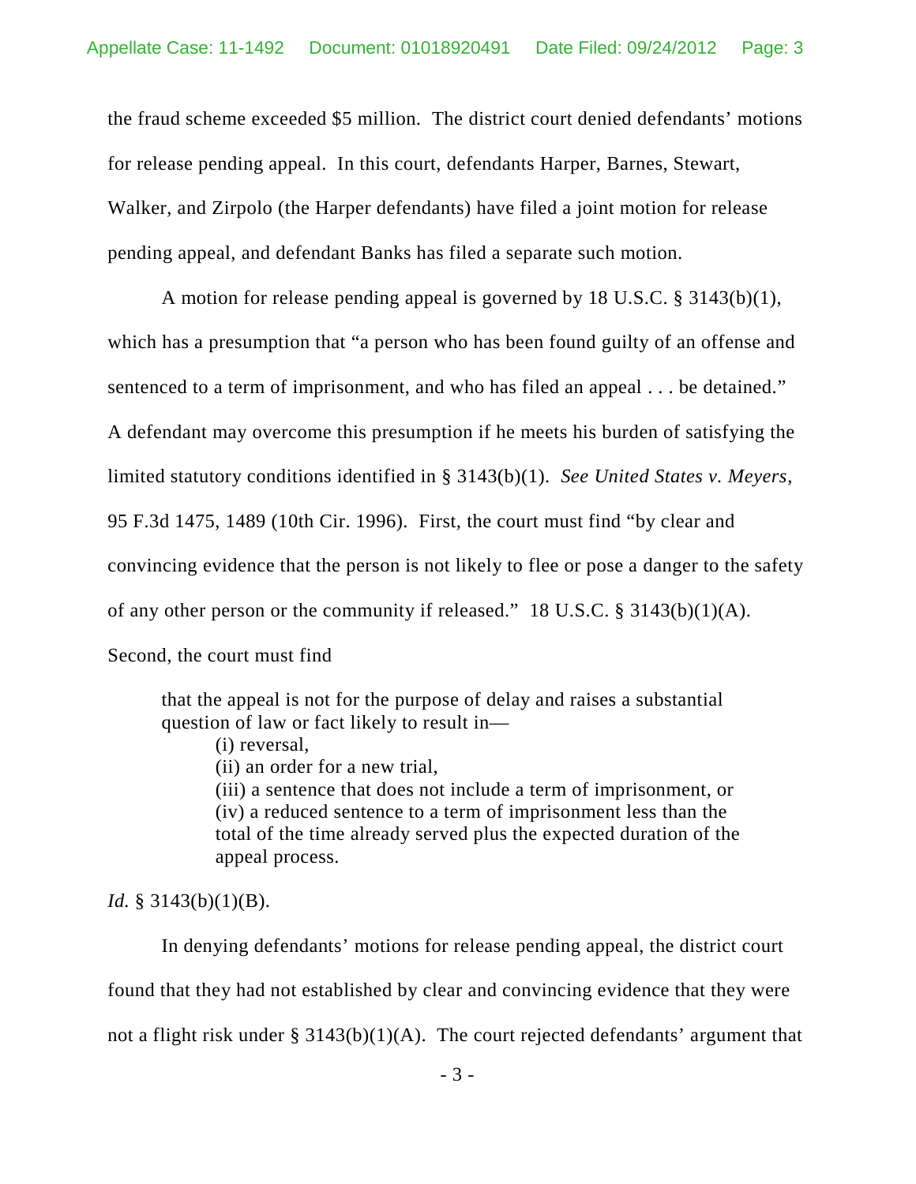the fraud scheme exceeded $5 million. The district court denied defendants' motions for release pending appeal. In this court, defendants Harper, Barnes, Stewart, Walker, and Zirpolo (the Harper defendants) have filed a joint motion for release pending appeal, and defendant Banks has filed a separate such motion.

A motion for release pending appeal is governed by 18 U.S.C. § 3143(b)(1), which has a presumption that "a person who has been found guilty of an offense and sentenced to a term of imprisonment, and who has filed an appeal . . . be detained." A defendant may overcome this presumption if he meets his burden of satisfying the limited statutory conditions identified in § 3143(b)(1). *See United States v. Meyers*, 95 F.3d 1475, 1489 (10th Cir. 1996). First, the court must find "by clear and convincing evidence that the person is not likely to flee or pose a danger to the safety of any other person or the community if released." 18 U.S.C. § 3143(b)(1)(A). Second, the court must find

> that the appeal is not for the purpose of delay and raises a substantial question of law or fact likely to result in—
>
> (i) reversal,
> (ii) an order for a new trial,
> (iii) a sentence that does not include a term of imprisonment, or
> (iv) a reduced sentence to a term of imprisonment less than the total of the time already served plus the expected duration of the appeal process.

*Id.* § 3143(b)(1)(B).

In denying defendants' motions for release pending appeal, the district court found that they had not established by clear and convincing evidence that they were not a flight risk under § 3143(b)(1)(A). The court rejected defendants' argument that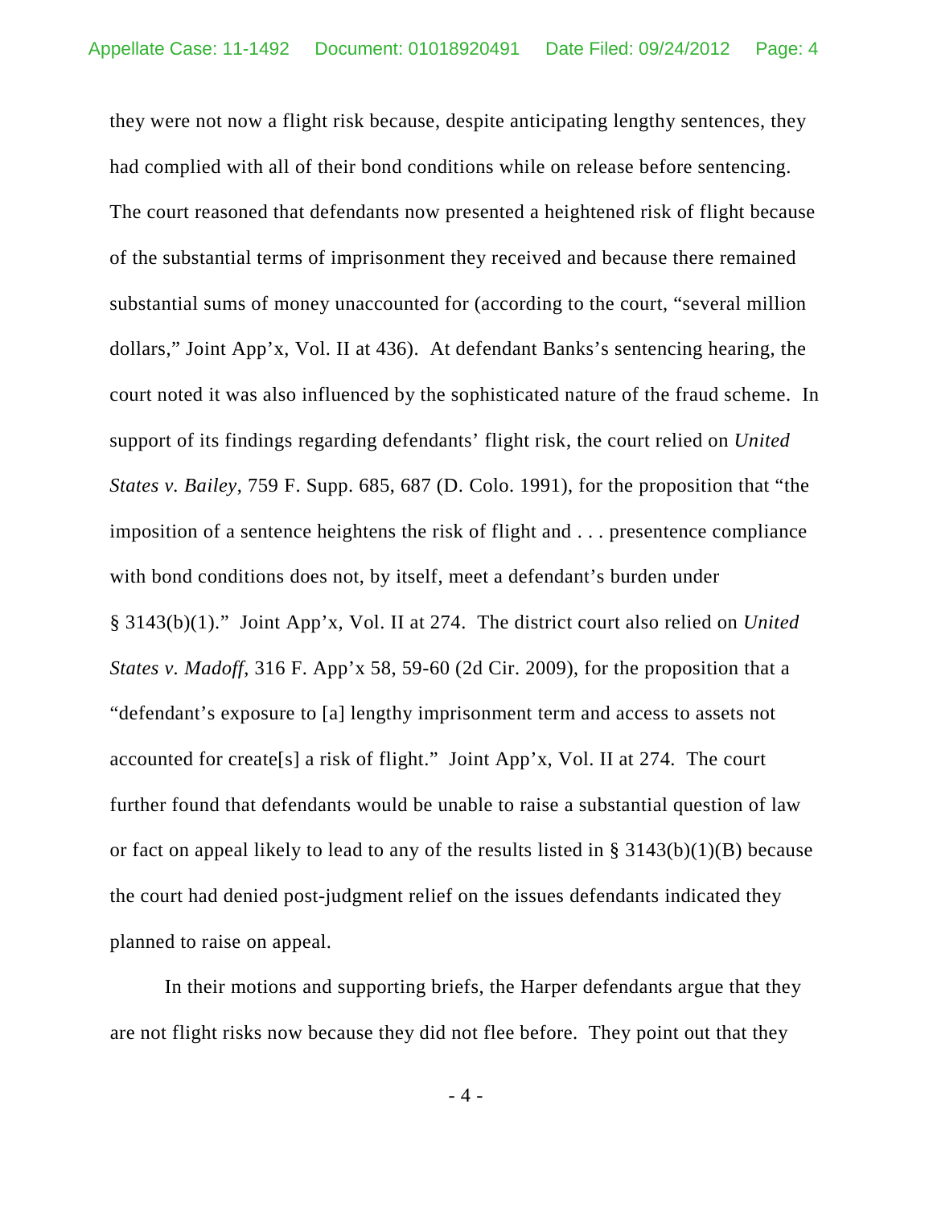they were not now a flight risk because, despite anticipating lengthy sentences, they had complied with all of their bond conditions while on release before sentencing. The court reasoned that defendants now presented a heightened risk of flight because of the substantial terms of imprisonment they received and because there remained substantial sums of money unaccounted for (according to the court, "several million dollars," Joint App'x, Vol. II at 436). At defendant Banks's sentencing hearing, the court noted it was also influenced by the sophisticated nature of the fraud scheme. In support of its findings regarding defendants' flight risk, the court relied on *United States v. Bailey*, 759 F. Supp. 685, 687 (D. Colo. 1991), for the proposition that "the imposition of a sentence heightens the risk of flight and . . . presentence compliance with bond conditions does not, by itself, meet a defendant's burden under § 3143(b)(1)." Joint App'x, Vol. II at 274. The district court also relied on *United States v. Madoff*, 316 F. App'x 58, 59-60 (2d Cir. 2009), for the proposition that a "defendant's exposure to [a] lengthy imprisonment term and access to assets not accounted for create[s] a risk of flight." Joint App'x, Vol. II at 274. The court further found that defendants would be unable to raise a substantial question of law or fact on appeal likely to lead to any of the results listed in § 3143(b)(1)(B) because the court had denied post-judgment relief on the issues defendants indicated they planned to raise on appeal.

In their motions and supporting briefs, the Harper defendants argue that they are not flight risks now because they did not flee before. They point out that they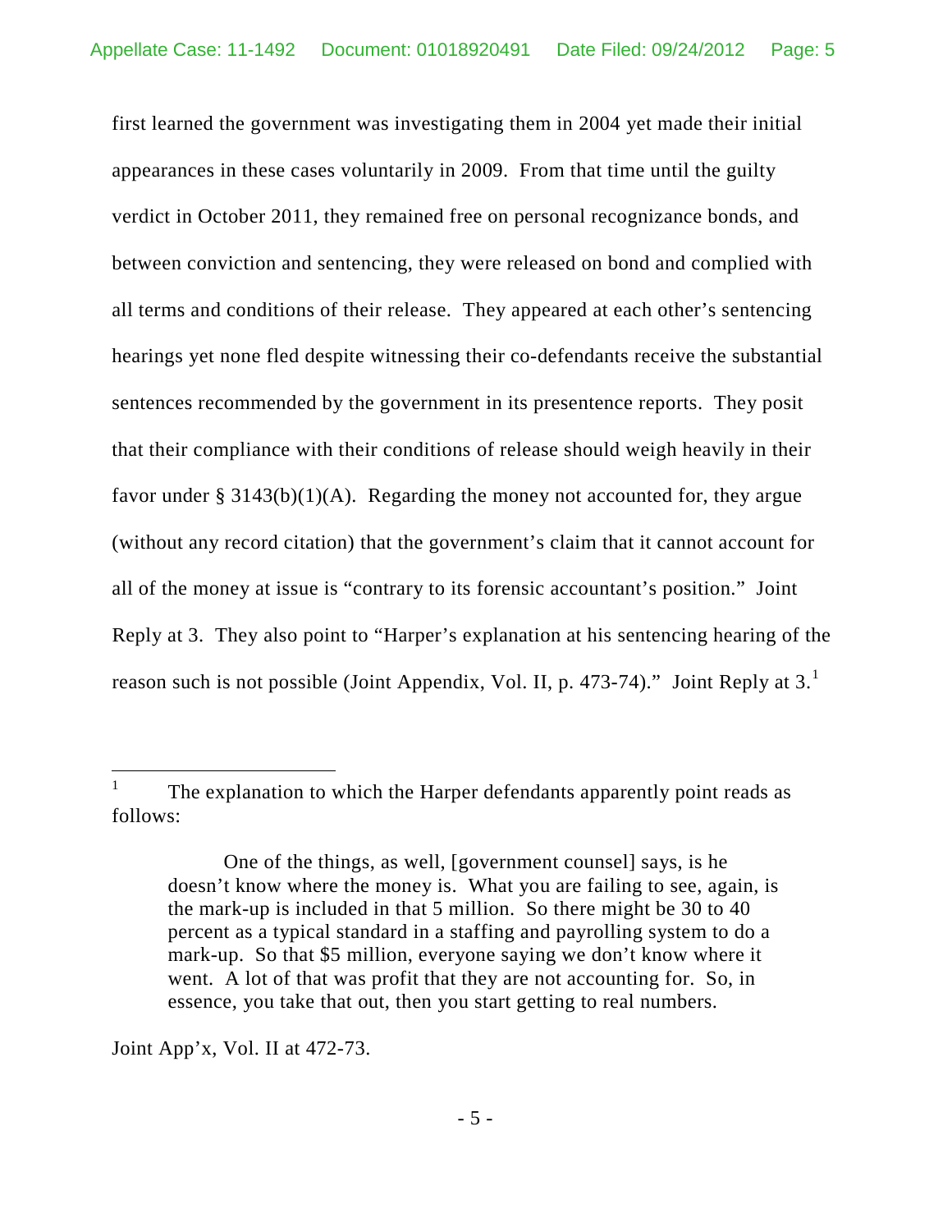first learned the government was investigating them in 2004 yet made their initial appearances in these cases voluntarily in 2009. From that time until the guilty verdict in October 2011, they remained free on personal recognizance bonds, and between conviction and sentencing, they were released on bond and complied with all terms and conditions of their release. They appeared at each other's sentencing hearings yet none fled despite witnessing their co-defendants receive the substantial sentences recommended by the government in its presentence reports. They posit that their compliance with their conditions of release should weigh heavily in their favor under § 3143(b)(1)(A). Regarding the money not accounted for, they argue (without any record citation) that the government's claim that it cannot account for all of the money at issue is "contrary to its forensic accountant's position." Joint Reply at 3. They also point to "Harper's explanation at his sentencing hearing of the reason such is not possible (Joint Appendix, Vol. II, p. 473-74)." Joint Reply at 3.[1]

---

[1] The explanation to which the Harper defendants apparently point reads as follows:

> One of the things, as well, [government counsel] says, is he doesn't know where the money is. What you are failing to see, again, is the mark-up is included in that 5 million. So there might be 30 to 40 percent as a typical standard in a staffing and payrolling system to do a mark-up. So that $5 million, everyone saying we don't know where it went. A lot of that was profit that they are not accounting for. So, in essence, you take that out, then you start getting to real numbers.

Joint App'x, Vol. II at 472-73.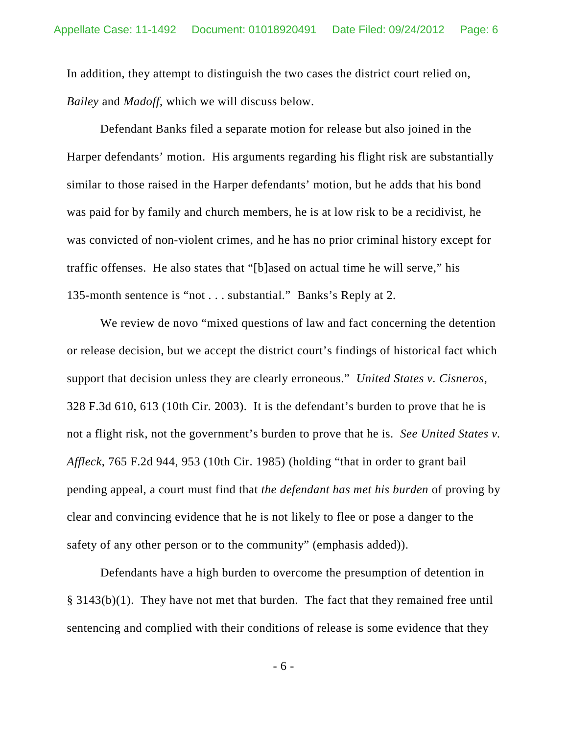In addition, they attempt to distinguish the two cases the district court relied on, *Bailey* and *Madoff*, which we will discuss below.

Defendant Banks filed a separate motion for release but also joined in the Harper defendants' motion. His arguments regarding his flight risk are substantially similar to those raised in the Harper defendants' motion, but he adds that his bond was paid for by family and church members, he is at low risk to be a recidivist, he was convicted of non-violent crimes, and he has no prior criminal history except for traffic offenses. He also states that "[b]ased on actual time he will serve," his 135-month sentence is "not . . . substantial." Banks's Reply at 2.

We review de novo "mixed questions of law and fact concerning the detention or release decision, but we accept the district court's findings of historical fact which support that decision unless they are clearly erroneous." *United States v. Cisneros*, 328 F.3d 610, 613 (10th Cir. 2003). It is the defendant's burden to prove that he is not a flight risk, not the government's burden to prove that he is. *See United States v. Affleck*, 765 F.2d 944, 953 (10th Cir. 1985) (holding "that in order to grant bail pending appeal, a court must find that *the defendant has met his burden* of proving by clear and convincing evidence that he is not likely to flee or pose a danger to the safety of any other person or to the community" (emphasis added)).

Defendants have a high burden to overcome the presumption of detention in § 3143(b)(1). They have not met that burden. The fact that they remained free until sentencing and complied with their conditions of release is some evidence that they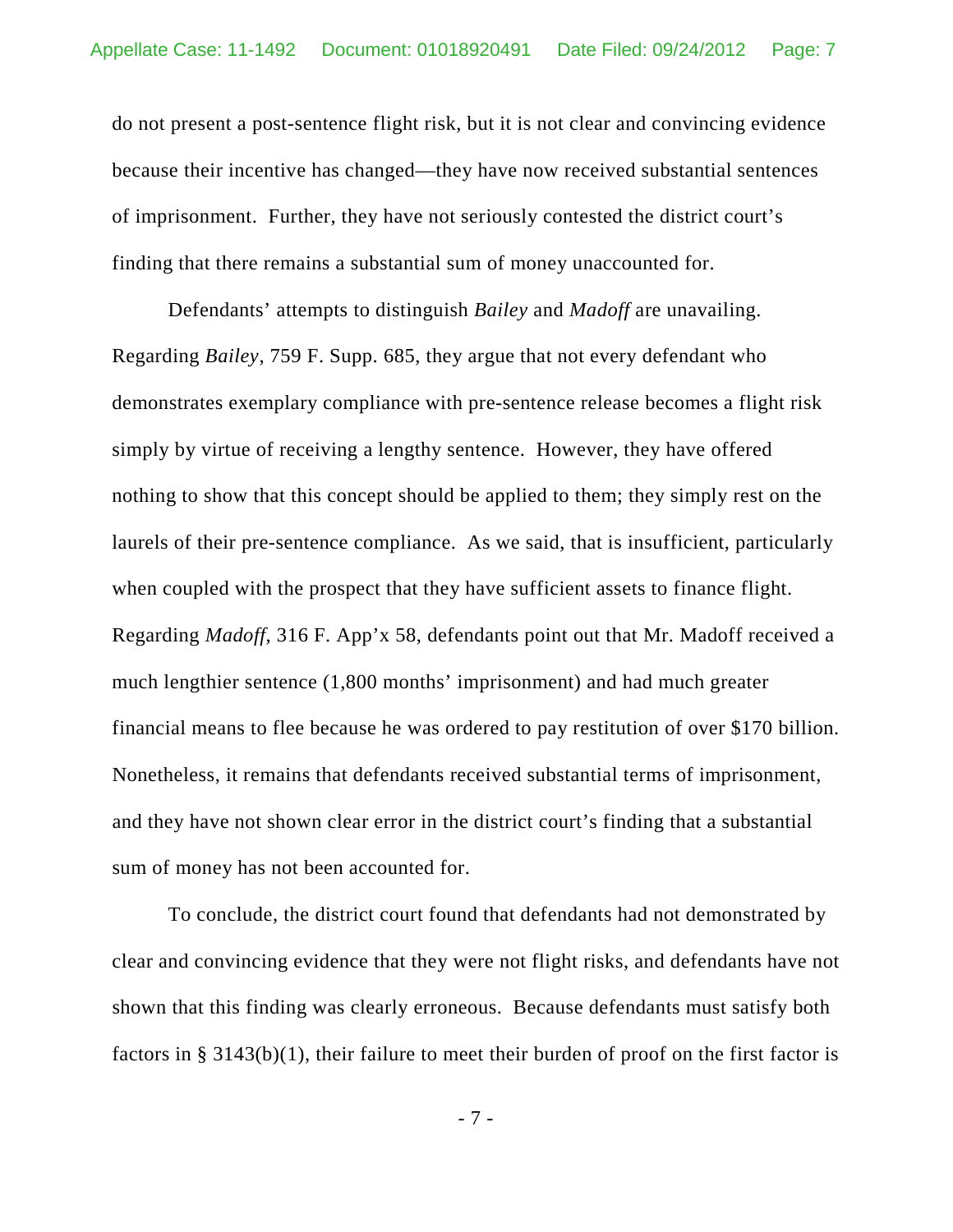do not present a post-sentence flight risk, but it is not clear and convincing evidence because their incentive has changed—they have now received substantial sentences of imprisonment. Further, they have not seriously contested the district court's finding that there remains a substantial sum of money unaccounted for.

Defendants' attempts to distinguish *Bailey* and *Madoff* are unavailing. Regarding *Bailey*, 759 F. Supp. 685, they argue that not every defendant who demonstrates exemplary compliance with pre-sentence release becomes a flight risk simply by virtue of receiving a lengthy sentence. However, they have offered nothing to show that this concept should be applied to them; they simply rest on the laurels of their pre-sentence compliance. As we said, that is insufficient, particularly when coupled with the prospect that they have sufficient assets to finance flight. Regarding *Madoff*, 316 F. App'x 58, defendants point out that Mr. Madoff received a much lengthier sentence (1,800 months' imprisonment) and had much greater financial means to flee because he was ordered to pay restitution of over $170 billion. Nonetheless, it remains that defendants received substantial terms of imprisonment, and they have not shown clear error in the district court's finding that a substantial sum of money has not been accounted for.

To conclude, the district court found that defendants had not demonstrated by clear and convincing evidence that they were not flight risks, and defendants have not shown that this finding was clearly erroneous. Because defendants must satisfy both factors in § 3143(b)(1), their failure to meet their burden of proof on the first factor is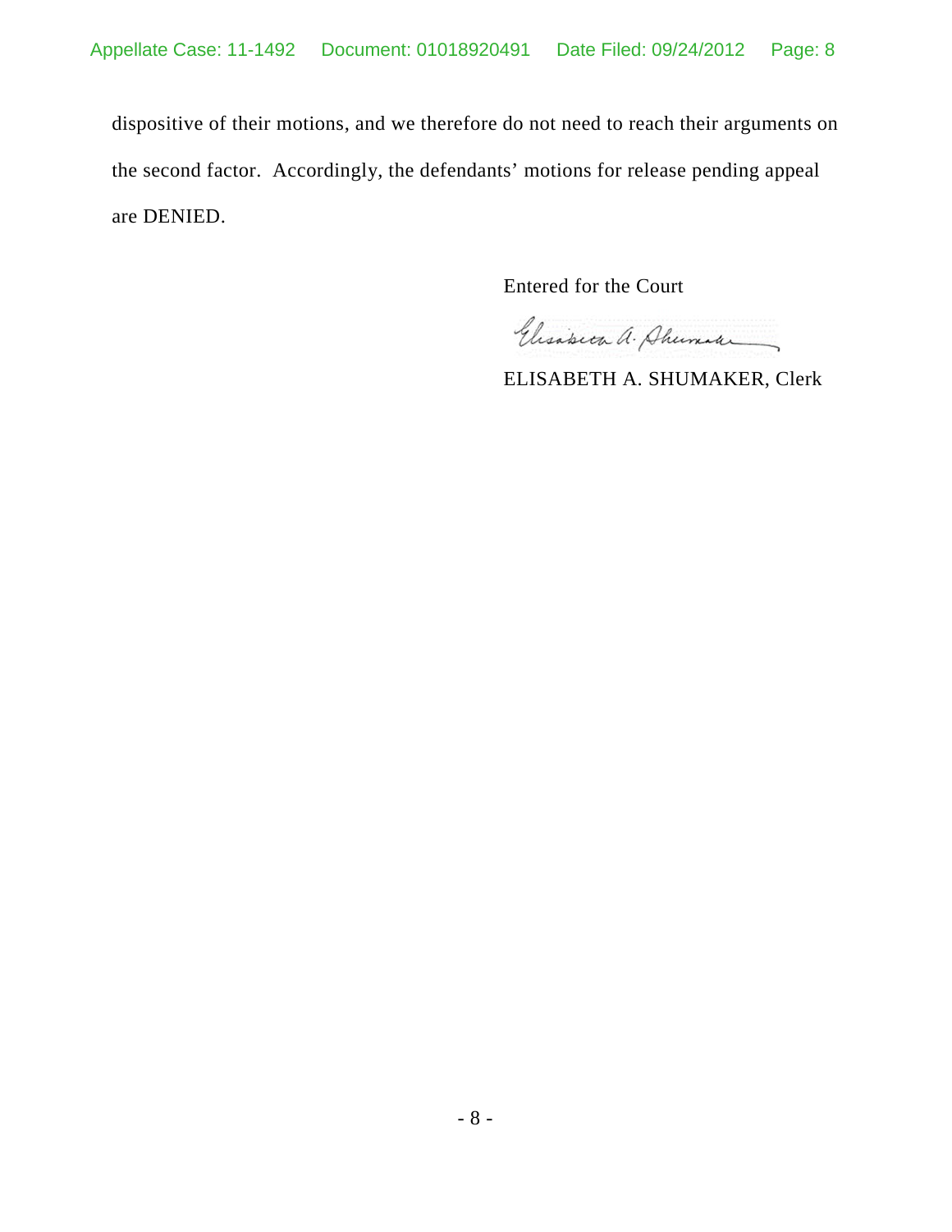dispositive of their motions, and we therefore do not need to reach their arguments on the second factor. Accordingly, the defendants' motions for release pending appeal are DENIED.

Entered for the Court

ELISABETH A. SHUMAKER, Clerk